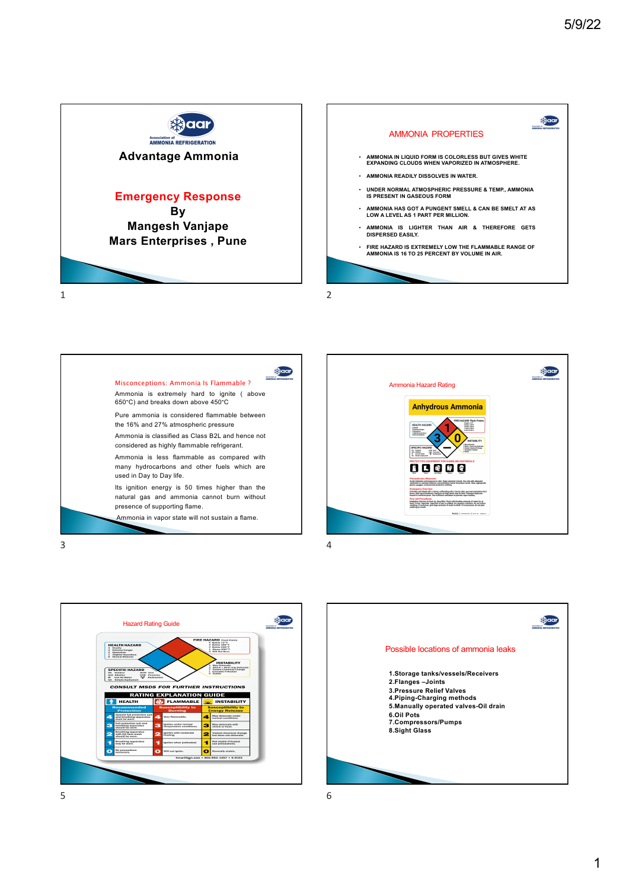## Advantage Ammonia

Association of AMMONIA REFRIGERATION

**Emergency Response**

**By**

**Mangesh Vanjape**

**Mars Enterprises , Pune**

---

## AMMONIA PROPERTIES

- AMMONIA IN LIQUID FORM IS COLORLESS BUT GIVES WHITE EXPANDING CLOUDS WHEN VAPORIZED IN ATMOSPHERE.
- AMMONIA READILY DISSOLVES IN WATER.
- UNDER NORMAL ATMOSPHERIC PRESSURE & TEMP., AMMONIA IS PRESENT IN GASEOUS FORM
- AMMONIA HAS GOT A PUNGENT SMELL & CAN BE SMELT AT AS LOW A LEVEL AS 1 PART PER MILLION.
- AMMONIA IS LIGHTER THAN AIR & THEREFORE GETS DISPERSED EASILY.
- FIRE HAZARD IS EXTREMELY LOW THE FLAMMABLE RANGE OF AMMONIA IS 16 TO 25 PERCENT BY VOLUME IN AIR.

---

## Misconceptions: Ammonia Is Flammable ?

Ammonia is extremely hard to ignite ( above 650°C) and breaks down above 450°C

Pure ammonia is considered flammable between the 16% and 27% atmospheric pressure

Ammonia is classified as Class B2L and hence not considered as highly flammable refrigerant.

Ammonia is less flammable as compared with many hydrocarbons and other fuels which are used in Day to Day life.

Its ignition energy is 50 times higher than the natural gas and ammonia cannot burn without presence of supporting flame.

Ammonia in vapor state will not sustain a flame.

---

## Ammonia Hazard Rating

Anhydrous Ammonia

---

## Hazard Rating Guide

---

## Possible locations of ammonia leaks

1. Storage tanks/vessels/Receivers
2. Flanges –Joints
3. Pressure Relief Valves
4. Piping-Charging methods
5. Manually operated valves-Oil drain
6. Oil Pots
7. Compressors/Pumps
8. Sight Glass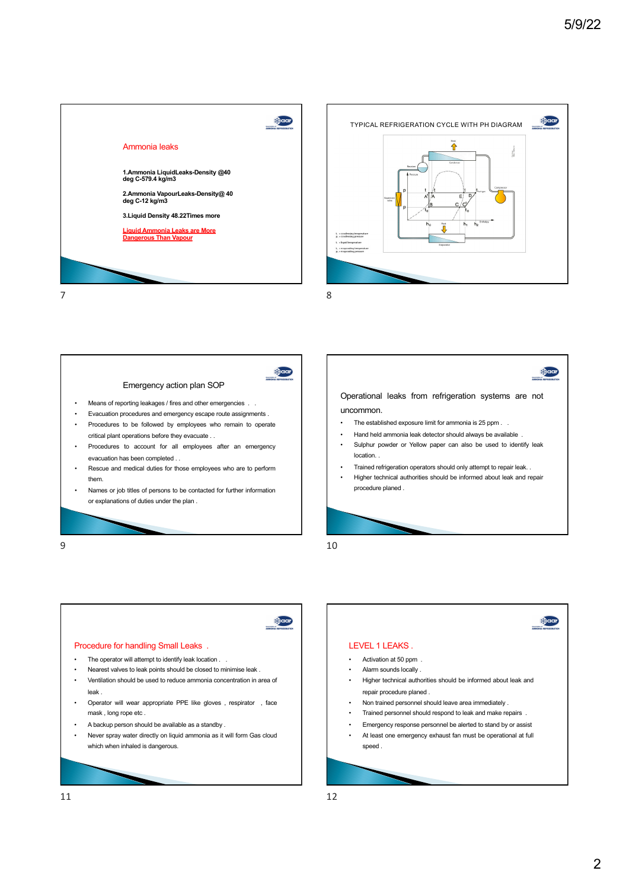## Ammonia leaks

**1.Ammonia LiquidLeaks-Density @40 deg C-579.4 kg/m3**

**2.Ammonia VapourLeaks-Density@ 40 deg C-12 kg/m3**

**3.Liquid Density 48.22Times more**

**Liquid Ammonia Leaks are More Dangerous Than Vapour**

## TYPICAL REFRIGERATION CYCLE WITH PH DIAGRAM

## Emergency action plan SOP

- Means of reporting leakages / fires and other emergencies . .
- Evacuation procedures and emergency escape route assignments .
- Procedures to be followed by employees who remain to operate critical plant operations before they evacuate . .
- Procedures to account for all employees after an emergency evacuation has been completed . .
- Rescue and medical duties for those employees who are to perform them.
- Names or job titles of persons to be contacted for further information or explanations of duties under the plan .

## Operational leaks from refrigeration systems are not uncommon.

- The established exposure limit for ammonia is 25 ppm . .
- Hand held ammonia leak detector should always be available .
- Sulphur powder or Yellow paper can also be used to identify leak location. .
- Trained refrigeration operators should only attempt to repair leak. .
- Higher technical authorities should be informed about leak and repair procedure planed .

## Procedure for handling Small Leaks .

- The operator will attempt to identify leak location . .
- Nearest valves to leak points should be closed to minimise leak .
- Ventilation should be used to reduce ammonia concentration in area of leak .
- Operator will wear appropriate PPE like gloves , respirator , face mask , long rope etc .
- A backup person should be available as a standby .
- Never spray water directly on liquid ammonia as it will form Gas cloud which when inhaled is dangerous.

## LEVEL 1 LEAKS .

- Activation at 50 ppm .
- Alarm sounds locally .
- Higher technical authorities should be informed about leak and repair procedure planed .
- Non trained personnel should leave area immediately .
- Trained personnel should respond to leak and make repairs .
- Emergency response personnel be alerted to stand by or assist
- At least one emergency exhaust fan must be operational at full speed .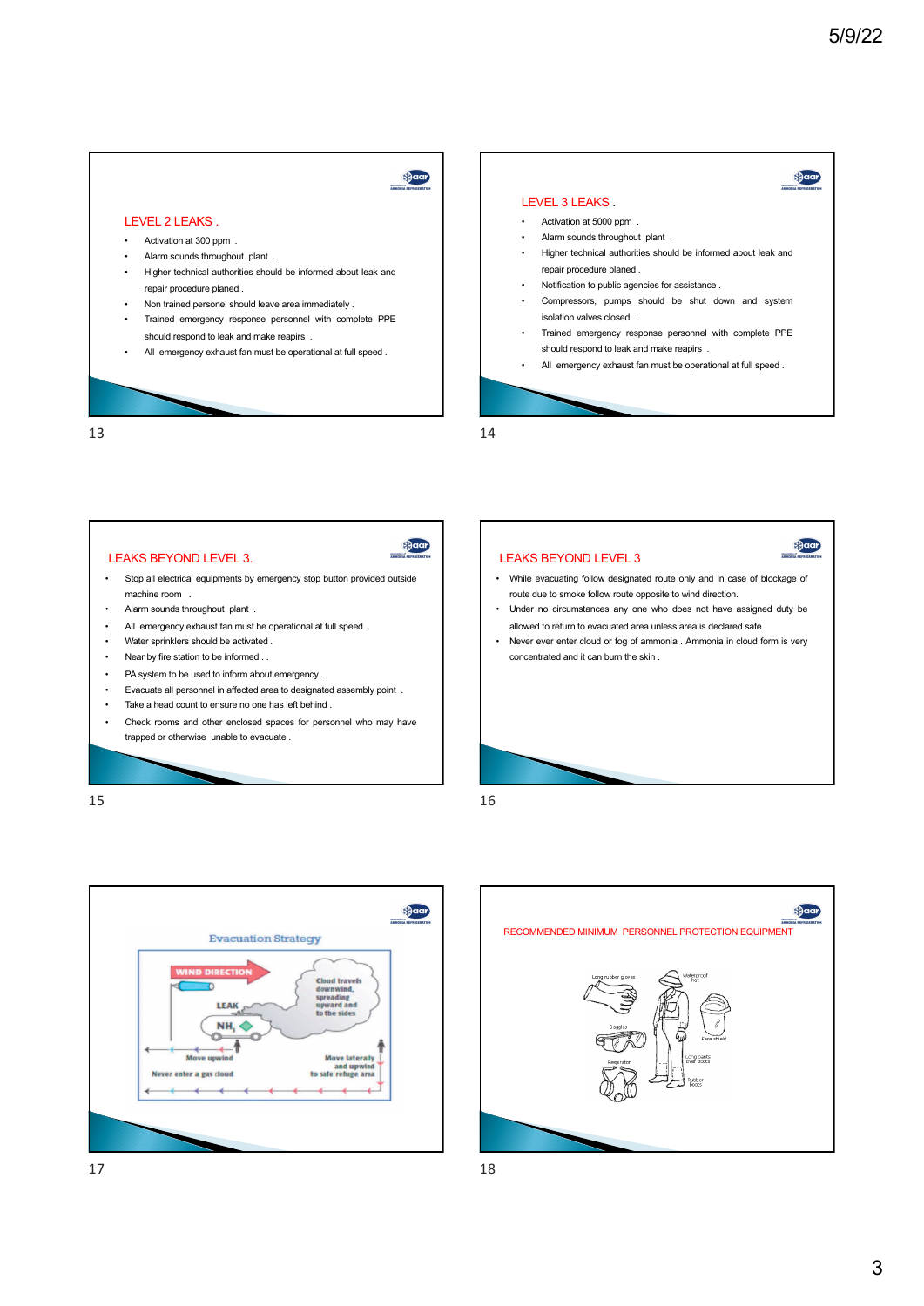## LEVEL 2 LEAKS .

- Activation at 300 ppm .
- Alarm sounds throughout plant .
- Higher technical authorities should be informed about leak and repair procedure planed .
- Non trained personel should leave area immediately .
- Trained emergency response personnel with complete PPE should respond to leak and make reapirs .
- All emergency exhaust fan must be operational at full speed .

## LEVEL 3 LEAKS .

- Activation at 5000 ppm .
- Alarm sounds throughout plant .
- Higher technical authorities should be informed about leak and repair procedure planed .
- Notification to public agencies for assistance .
- Compressors, pumps should be shut down and system isolation valves closed .
- Trained emergency response personnel with complete PPE should respond to leak and make reapirs .
- All emergency exhaust fan must be operational at full speed .

## LEAKS BEYOND LEVEL 3.

- Stop all electrical equipments by emergency stop button provided outside machine room .
- Alarm sounds throughout plant .
- All emergency exhaust fan must be operational at full speed .
- Water sprinklers should be activated .
- Near by fire station to be informed . .
- PA system to be used to inform about emergency .
- Evacuate all personnel in affected area to designated assembly point .
- Take a head count to ensure no one has left behind .
- Check rooms and other enclosed spaces for personnel who may have trapped or otherwise unable to evacuate .

## LEAKS BEYOND LEVEL 3

- While evacuating follow designated route only and in case of blockage of route due to smoke follow route opposite to wind direction.
- Under no circumstances any one who does not have assigned duty be allowed to return to evacuated area unless area is declared safe .
- Never ever enter cloud or fog of ammonia . Ammonia in cloud form is very concentrated and it can burn the skin .

## Evacuation Strategy

WIND DIRECTION

LEAK

$NH_3$

Cloud travels downwind, spreading upward and to the sides

Move upwind

Never enter a gas cloud

Move laterally and upwind to safe refuge area

## RECOMMENDED MINIMUM PERSONNEL PROTECTION EQUIPMENT

Long rubber gloves

Waterproof hat

Goggles

Face shield

Respirator

Long pants over boots

Rubber boots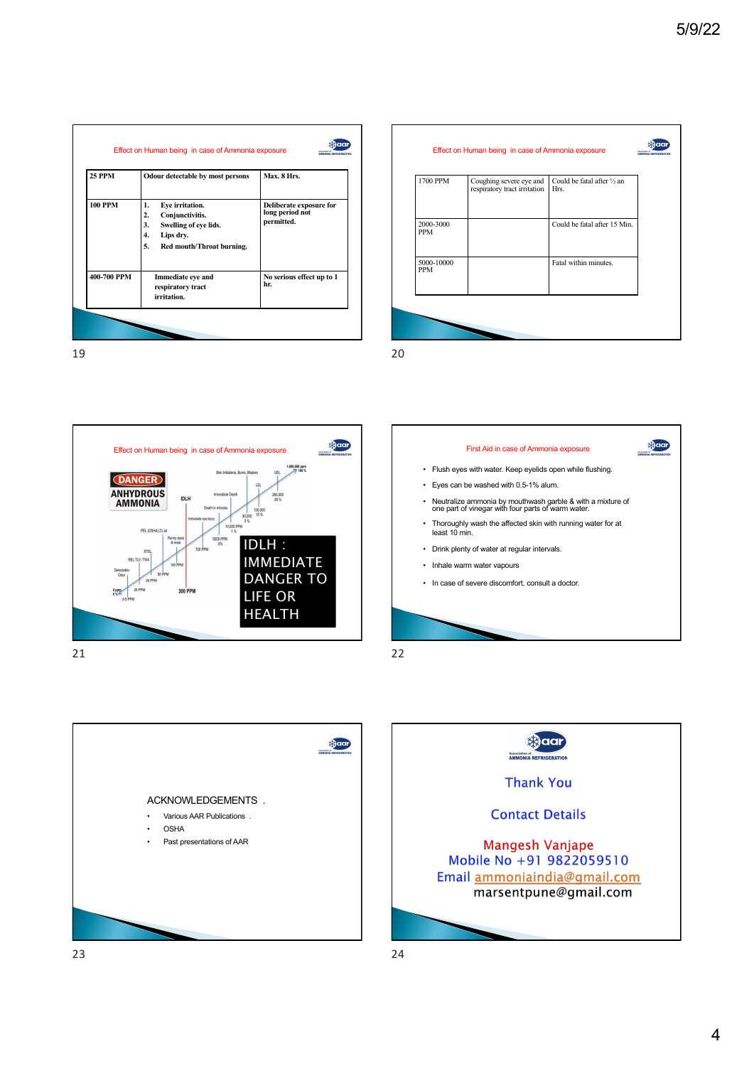## Effect on Human being in case of Ammonia exposure

| | | |
|---|---|---|
| 25 PPM | Odour detectable by most persons | Max. 8 Hrs. |
| 100 PPM | 1. Eye irritation.<br>2. Conjunctivitis.<br>3. Swelling of eye lids.<br>4. Lips dry.<br>5. Red mouth/Throat burning. | Deliberate exposure for long period not permitted. |
| 400-700 PPM | Immediate eye and respiratory tract irritation. | No serious effect up to 1 hr. |

## Effect on Human being in case of Ammonia exposure

| | | |
|---|---|---|
| 1700 PPM | Coughing severe eye and respiratory tract irritation | Could be fatal after ½ an Hrs. |
| 2000-3000 PPM | | Could be fatal after 15 Min. |
| 5000-10000 PPM | | Fatal within minutes. |

## Effect on Human being in case of Ammonia exposure

DANGER
ANHYDROUS AMMONIA

IDLH
Skin Irritations, Burns, Blisters
UEL
1,000,000 ppm 100 %
LEL
Immediate Death
250,000 25 %
Death in minutes
150,000 15 %
Immediate eye injury
30,000 3 %
10,000 PPM 1 %
PEL (OSHA) Z-List
Runny eyes & nose
5000 PPM .5%
STEL
700 PPM
REL TLV- TWA
140 PPM
Detectable Odor
50 PPM
35 PPM
0 ppm 0 %
25 PPM
2-5 PPM
300 PPM

IDLH : IMMEDIATE DANGER TO LIFE OR HEALTH

## First Aid in case of Ammonia exposure

- Flush eyes with water. Keep eyelids open while flushing.
- Eyes can be washed with 0.5-1% alum.
- Neutralize ammonia by mouthwash garble & with a mixture of one part of vinegar with four parts of warm water.
- Thoroughly wash the affected skin with running water for at least 10 min.
- Drink plenty of water at regular intervals.
- Inhale warm water vapours
- In case of severe discomfort, consult a doctor.

## ACKNOWLEDGEMENTS .

- Various AAR Publications .
- OSHA
- Past presentations of AAR

Association of AMMONIA REFRIGERATION

## Thank You

## Contact Details

Mangesh Vanjape
Mobile No +91 9822059510
Email ammoniaindia@gmail.com
marsentpune@gmail.com